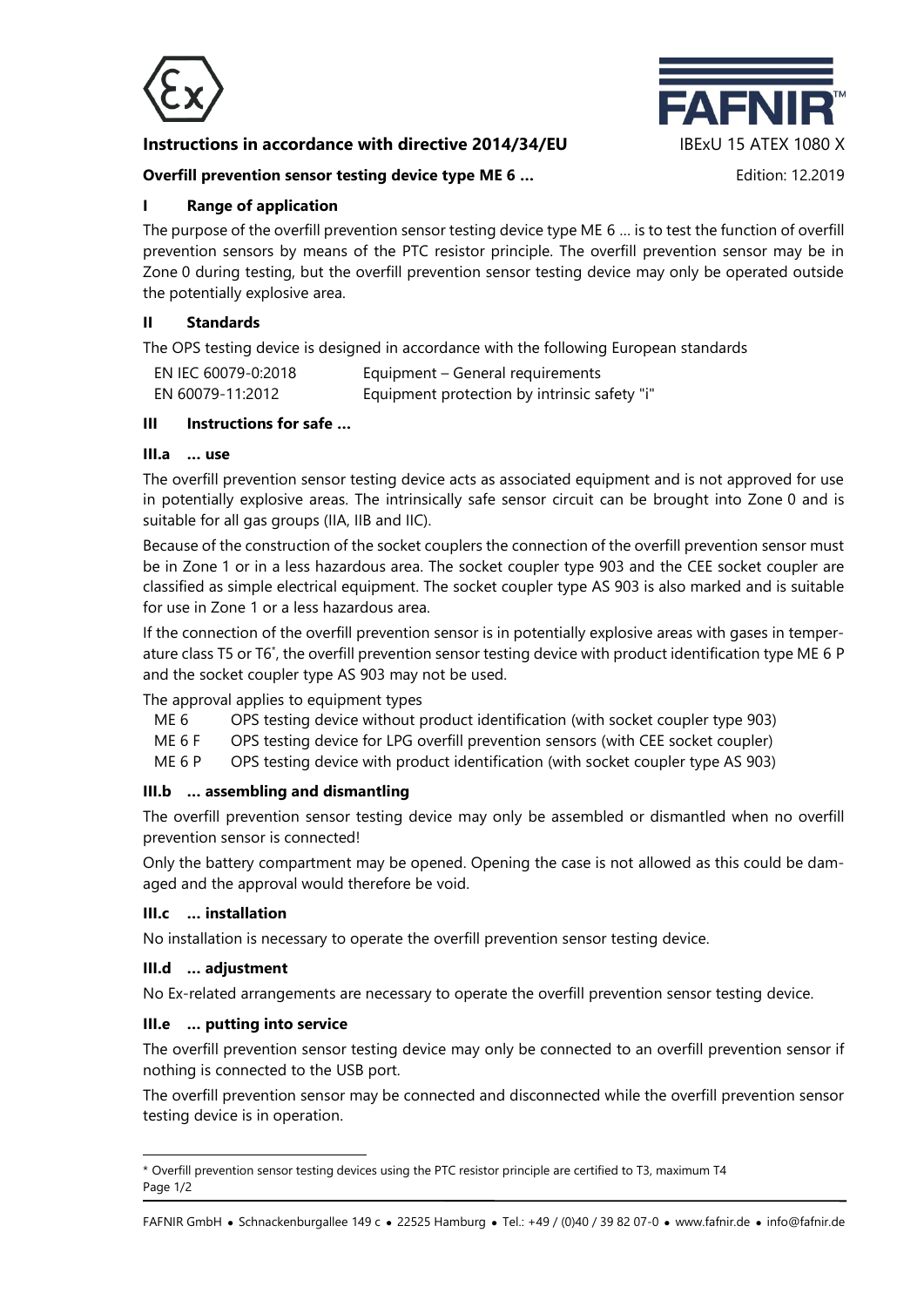**Instructions in accordance with directive 2014/34/EU** IBExU 15 ATEX 1080 X

**Overfill prevention sensor testing device type ME 6 …** Edition: 12.2019

## I Range of application

The purpose of the overfill prevention sensor testing device type ME 6 … is to test the function of overfill prevention sensors by means of the PTC resistor principle. The overfill prevention sensor may be in Zone 0 during testing, but the overfill prevention sensor testing device may only be operated outside the potentially explosive area.

## II Standards

The OPS testing device is designed in accordance with the following European standards

| | |
|---|---|
| EN IEC 60079-0:2018 | Equipment – General requirements |
| EN 60079-11:2012 | Equipment protection by intrinsic safety "i" |

## III Instructions for safe …

### III.a … use

The overfill prevention sensor testing device acts as associated equipment and is not approved for use in potentially explosive areas. The intrinsically safe sensor circuit can be brought into Zone 0 and is suitable for all gas groups (IIA, IIB and IIC).

Because of the construction of the socket couplers the connection of the overfill prevention sensor must be in Zone 1 or in a less hazardous area. The socket coupler type 903 and the CEE socket coupler are classified as simple electrical equipment. The socket coupler type AS 903 is also marked and is suitable for use in Zone 1 or a less hazardous area.

If the connection of the overfill prevention sensor is in potentially explosive areas with gases in temperature class T5 or T6*, the overfill prevention sensor testing device with product identification type ME 6 P and the socket coupler type AS 903 may not be used.

The approval applies to equipment types

| | |
|---|---|
| ME 6 | OPS testing device without product identification (with socket coupler type 903) |
| ME 6 F | OPS testing device for LPG overfill prevention sensors (with CEE socket coupler) |
| ME 6 P | OPS testing device with product identification (with socket coupler type AS 903) |

### III.b … assembling and dismantling

The overfill prevention sensor testing device may only be assembled or dismantled when no overfill prevention sensor is connected!

Only the battery compartment may be opened. Opening the case is not allowed as this could be damaged and the approval would therefore be void.

### III.c … installation

No installation is necessary to operate the overfill prevention sensor testing device.

### III.d … adjustment

No Ex-related arrangements are necessary to operate the overfill prevention sensor testing device.

### III.e … putting into service

The overfill prevention sensor testing device may only be connected to an overfill prevention sensor if nothing is connected to the USB port.

The overfill prevention sensor may be connected and disconnected while the overfill prevention sensor testing device is in operation.

---

* Overfill prevention sensor testing devices using the PTC resistor principle are certified to T3, maximum T4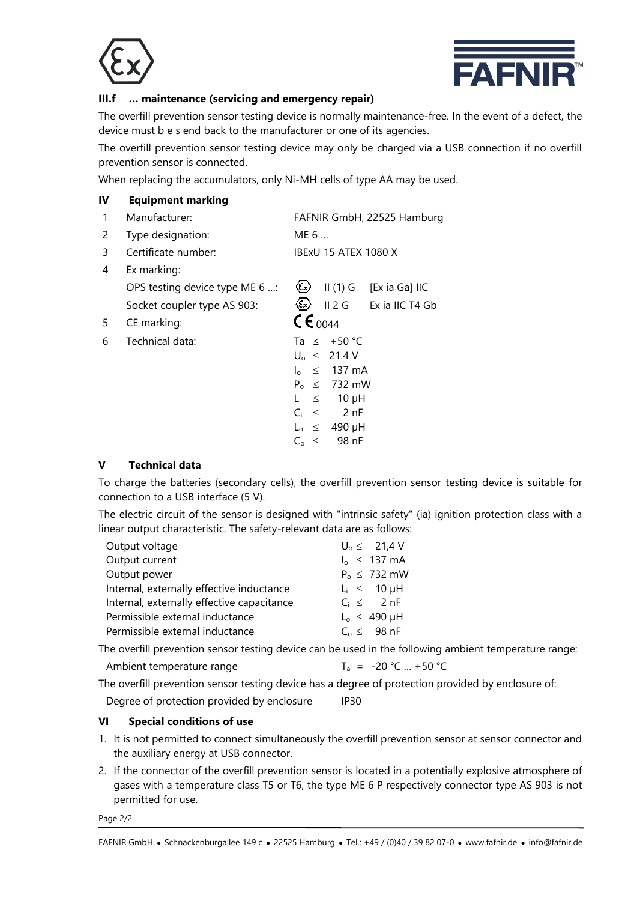### III.f ... maintenance (servicing and emergency repair)

The overfill prevention sensor testing device is normally maintenance-free. In the event of a defect, the device must b e s end back to the manufacturer or one of its agencies.

The overfill prevention sensor testing device may only be charged via a USB connection if no overfill prevention sensor is connected.

When replacing the accumulators, only Ni-MH cells of type AA may be used.

## IV Equipment marking

| | | |
|---|---|---|
| 1 | Manufacturer: | FAFNIR GmbH, 22525 Hamburg |
| 2 | Type designation: | ME 6 ... |
| 3 | Certificate number: | IBExU 15 ATEX 1080 X |
| 4 | Ex marking: | |
| | OPS testing device type ME 6 ...: | Ex II (1) G [Ex ia Ga] IIC |
| | Socket coupler type AS 903: | Ex II 2 G Ex ia IIC T4 Gb |
| 5 | CE marking: | CE 0044 |
| 6 | Technical data: | Ta ≤ +50 °C |
| | | $U_o$ ≤ 21.4 V |
| | | $I_o$ ≤ 137 mA |
| | | $P_o$ ≤ 732 mW |
| | | $L_i$ ≤ 10 µH |
| | | $C_i$ ≤ 2 nF |
| | | $L_o$ ≤ 490 µH |
| | | $C_o$ ≤ 98 nF |

## V Technical data

To charge the batteries (secondary cells), the overfill prevention sensor testing device is suitable for connection to a USB interface (5 V).

The electric circuit of the sensor is designed with "intrinsic safety" (ia) ignition protection class with a linear output characteristic. The safety-relevant data are as follows:

| | |
|---|---|
| Output voltage | $U_o$ ≤ 21,4 V |
| Output current | $I_o$ ≤ 137 mA |
| Output power | $P_o$ ≤ 732 mW |
| Internal, externally effective inductance | $L_i$ ≤ 10 µH |
| Internal, externally effective capacitance | $C_i$ ≤ 2 nF |
| Permissible external inductance | $L_o$ ≤ 490 µH |
| Permissible external inductance | $C_o$ ≤ 98 nF |

The overfill prevention sensor testing device can be used in the following ambient temperature range:

| | |
|---|---|
| Ambient temperature range | $T_a$ = -20 °C ... +50 °C |

The overfill prevention sensor testing device has a degree of protection provided by enclosure of:

| | |
|---|---|
| Degree of protection provided by enclosure | IP30 |

## VI Special conditions of use

1. It is not permitted to connect simultaneously the overfill prevention sensor at sensor connector and the auxiliary energy at USB connector.
2. If the connector of the overfill prevention sensor is located in a potentially explosive atmosphere of gases with a temperature class T5 or T6, the type ME 6 P respectively connector type AS 903 is not permitted for use.